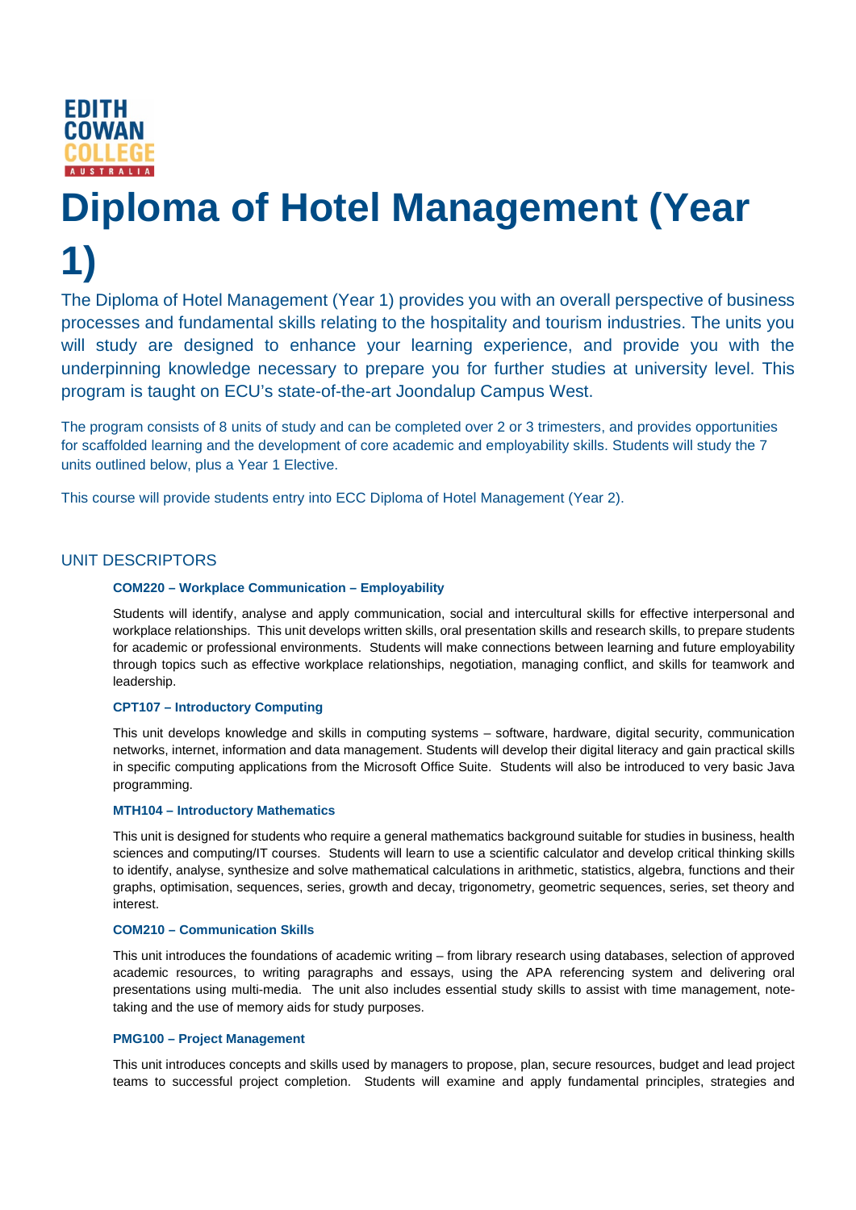EDITH COWAN COLLEGE AUSTRALIA

# Diploma of Hotel Management (Year 1)

The Diploma of Hotel Management (Year 1) provides you with an overall perspective of business processes and fundamental skills relating to the hospitality and tourism industries. The units you will study are designed to enhance your learning experience, and provide you with the underpinning knowledge necessary to prepare you for further studies at university level. This program is taught on ECU's state-of-the-art Joondalup Campus West.

The program consists of 8 units of study and can be completed over 2 or 3 trimesters, and provides opportunities for scaffolded learning and the development of core academic and employability skills. Students will study the 7 units outlined below, plus a Year 1 Elective.

This course will provide students entry into ECC Diploma of Hotel Management (Year 2).

## UNIT DESCRIPTORS

### COM220 – Workplace Communication – Employability

Students will identify, analyse and apply communication, social and intercultural skills for effective interpersonal and workplace relationships. This unit develops written skills, oral presentation skills and research skills, to prepare students for academic or professional environments. Students will make connections between learning and future employability through topics such as effective workplace relationships, negotiation, managing conflict, and skills for teamwork and leadership.

### CPT107 – Introductory Computing

This unit develops knowledge and skills in computing systems – software, hardware, digital security, communication networks, internet, information and data management. Students will develop their digital literacy and gain practical skills in specific computing applications from the Microsoft Office Suite. Students will also be introduced to very basic Java programming.

### MTH104 – Introductory Mathematics

This unit is designed for students who require a general mathematics background suitable for studies in business, health sciences and computing/IT courses. Students will learn to use a scientific calculator and develop critical thinking skills to identify, analyse, synthesize and solve mathematical calculations in arithmetic, statistics, algebra, functions and their graphs, optimisation, sequences, series, growth and decay, trigonometry, geometric sequences, series, set theory and interest.

### COM210 – Communication Skills

This unit introduces the foundations of academic writing – from library research using databases, selection of approved academic resources, to writing paragraphs and essays, using the APA referencing system and delivering oral presentations using multi-media. The unit also includes essential study skills to assist with time management, note-taking and the use of memory aids for study purposes.

### PMG100 – Project Management

This unit introduces concepts and skills used by managers to propose, plan, secure resources, budget and lead project teams to successful project completion. Students will examine and apply fundamental principles, strategies and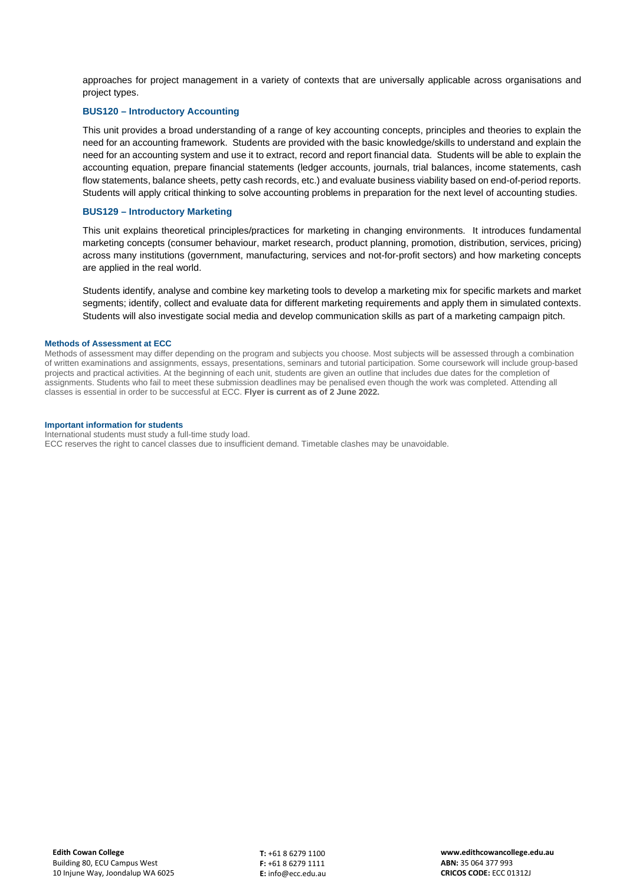approaches for project management in a variety of contexts that are universally applicable across organisations and project types.

### BUS120 – Introductory Accounting

This unit provides a broad understanding of a range of key accounting concepts, principles and theories to explain the need for an accounting framework. Students are provided with the basic knowledge/skills to understand and explain the need for an accounting system and use it to extract, record and report financial data. Students will be able to explain the accounting equation, prepare financial statements (ledger accounts, journals, trial balances, income statements, cash flow statements, balance sheets, petty cash records, etc.) and evaluate business viability based on end-of-period reports. Students will apply critical thinking to solve accounting problems in preparation for the next level of accounting studies.

### BUS129 – Introductory Marketing

This unit explains theoretical principles/practices for marketing in changing environments. It introduces fundamental marketing concepts (consumer behaviour, market research, product planning, promotion, distribution, services, pricing) across many institutions (government, manufacturing, services and not-for-profit sectors) and how marketing concepts are applied in the real world.

Students identify, analyse and combine key marketing tools to develop a marketing mix for specific markets and market segments; identify, collect and evaluate data for different marketing requirements and apply them in simulated contexts. Students will also investigate social media and develop communication skills as part of a marketing campaign pitch.

#### Methods of Assessment at ECC

Methods of assessment may differ depending on the program and subjects you choose. Most subjects will be assessed through a combination of written examinations and assignments, essays, presentations, seminars and tutorial participation. Some coursework will include group-based projects and practical activities. At the beginning of each unit, students are given an outline that includes due dates for the completion of assignments. Students who fail to meet these submission deadlines may be penalised even though the work was completed. Attending all classes is essential in order to be successful at ECC. **Flyer is current as of 2 June 2022.**

#### Important information for students

International students must study a full-time study load.
ECC reserves the right to cancel classes due to insufficient demand. Timetable clashes may be unavoidable.

**Edith Cowan College**
Building 80, ECU Campus West
10 Injune Way, Joondalup WA 6025

**T:** +61 8 6279 1100
**F:** +61 8 6279 1111
**E:** info@ecc.edu.au

**www.edithcowancollege.edu.au**
**ABN:** 35 064 377 993
**CRICOS CODE:** ECC 01312J